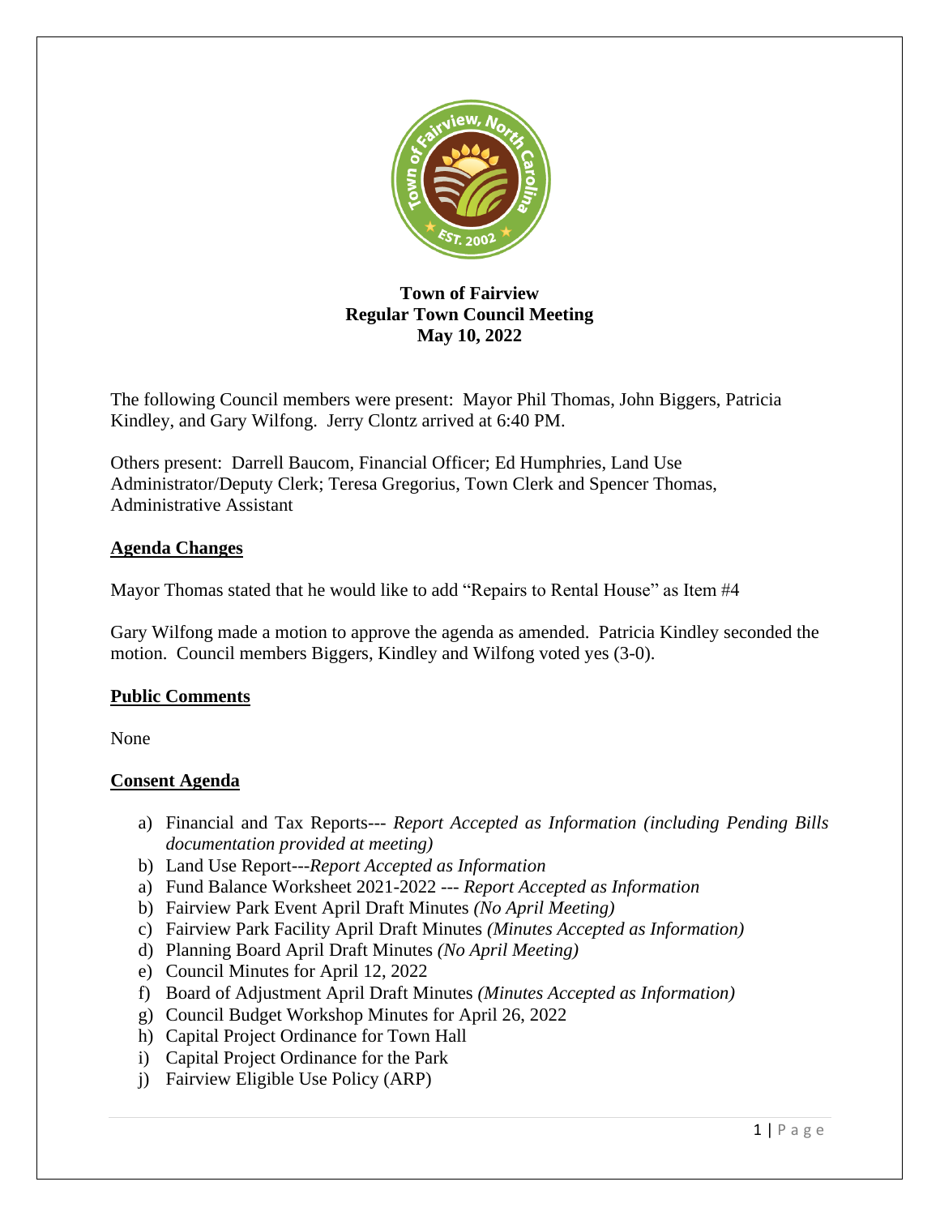**Town of Fairview**
**Regular Town Council Meeting**
**May 10, 2022**

The following Council members were present: Mayor Phil Thomas, John Biggers, Patricia Kindley, and Gary Wilfong. Jerry Clontz arrived at 6:40 PM.

Others present: Darrell Baucom, Financial Officer; Ed Humphries, Land Use Administrator/Deputy Clerk; Teresa Gregorius, Town Clerk and Spencer Thomas, Administrative Assistant

## Agenda Changes

Mayor Thomas stated that he would like to add "Repairs to Rental House" as Item #4

Gary Wilfong made a motion to approve the agenda as amended. Patricia Kindley seconded the motion. Council members Biggers, Kindley and Wilfong voted yes (3-0).

## Public Comments

None

## Consent Agenda

a) Financial and Tax Reports--- *Report Accepted as Information (including Pending Bills documentation provided at meeting)*
b) Land Use Report---*Report Accepted as Information*
a) Fund Balance Worksheet 2021-2022 --- *Report Accepted as Information*
b) Fairview Park Event April Draft Minutes *(No April Meeting)*
c) Fairview Park Facility April Draft Minutes *(Minutes Accepted as Information)*
d) Planning Board April Draft Minutes *(No April Meeting)*
e) Council Minutes for April 12, 2022
f) Board of Adjustment April Draft Minutes *(Minutes Accepted as Information)*
g) Council Budget Workshop Minutes for April 26, 2022
h) Capital Project Ordinance for Town Hall
i) Capital Project Ordinance for the Park
j) Fairview Eligible Use Policy (ARP)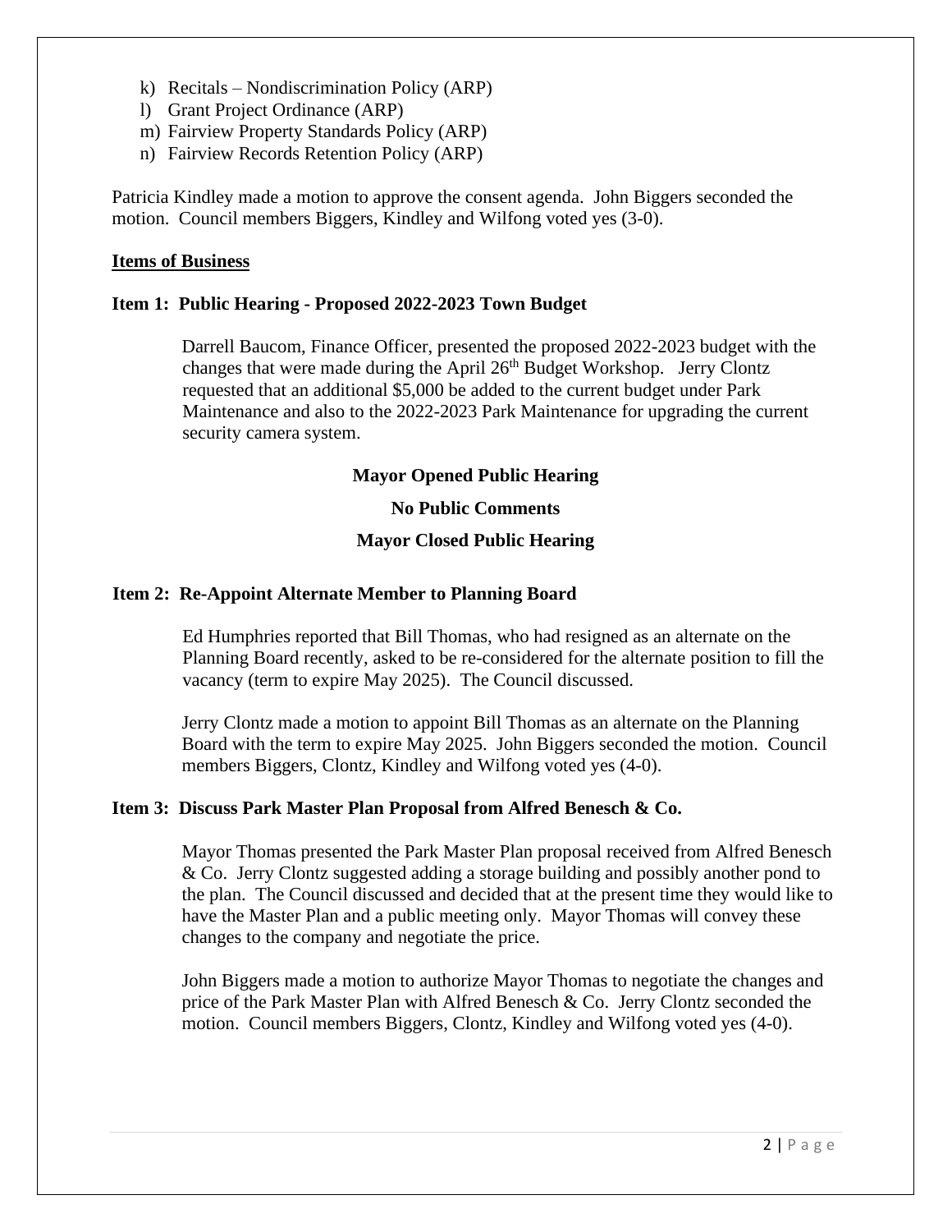k) Recitals – Nondiscrimination Policy (ARP)
l) Grant Project Ordinance (ARP)
m) Fairview Property Standards Policy (ARP)
n) Fairview Records Retention Policy (ARP)

Patricia Kindley made a motion to approve the consent agenda. John Biggers seconded the motion. Council members Biggers, Kindley and Wilfong voted yes (3-0).

## Items of Business

### Item 1: Public Hearing - Proposed 2022-2023 Town Budget

Darrell Baucom, Finance Officer, presented the proposed 2022-2023 budget with the changes that were made during the April 26th Budget Workshop. Jerry Clontz requested that an additional $5,000 be added to the current budget under Park Maintenance and also to the 2022-2023 Park Maintenance for upgrading the current security camera system.

**Mayor Opened Public Hearing**

**No Public Comments**

**Mayor Closed Public Hearing**

### Item 2: Re-Appoint Alternate Member to Planning Board

Ed Humphries reported that Bill Thomas, who had resigned as an alternate on the Planning Board recently, asked to be re-considered for the alternate position to fill the vacancy (term to expire May 2025). The Council discussed.

Jerry Clontz made a motion to appoint Bill Thomas as an alternate on the Planning Board with the term to expire May 2025. John Biggers seconded the motion. Council members Biggers, Clontz, Kindley and Wilfong voted yes (4-0).

### Item 3: Discuss Park Master Plan Proposal from Alfred Benesch & Co.

Mayor Thomas presented the Park Master Plan proposal received from Alfred Benesch & Co. Jerry Clontz suggested adding a storage building and possibly another pond to the plan. The Council discussed and decided that at the present time they would like to have the Master Plan and a public meeting only. Mayor Thomas will convey these changes to the company and negotiate the price.

John Biggers made a motion to authorize Mayor Thomas to negotiate the changes and price of the Park Master Plan with Alfred Benesch & Co. Jerry Clontz seconded the motion. Council members Biggers, Clontz, Kindley and Wilfong voted yes (4-0).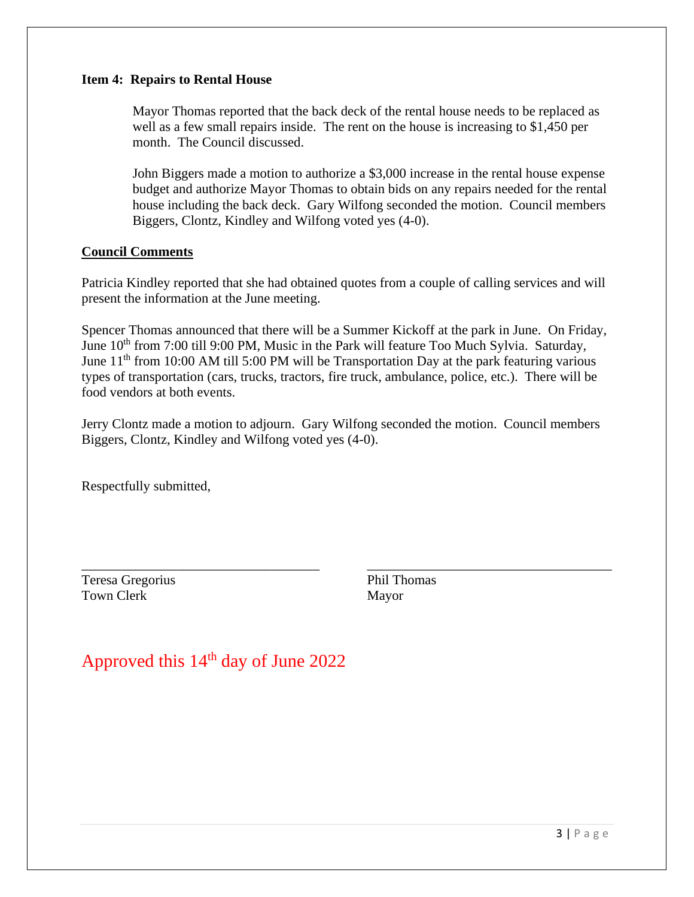**Item 4: Repairs to Rental House**

Mayor Thomas reported that the back deck of the rental house needs to be replaced as well as a few small repairs inside. The rent on the house is increasing to $1,450 per month. The Council discussed.

John Biggers made a motion to authorize a $3,000 increase in the rental house expense budget and authorize Mayor Thomas to obtain bids on any repairs needed for the rental house including the back deck. Gary Wilfong seconded the motion. Council members Biggers, Clontz, Kindley and Wilfong voted yes (4-0).

**Council Comments**

Patricia Kindley reported that she had obtained quotes from a couple of calling services and will present the information at the June meeting.

Spencer Thomas announced that there will be a Summer Kickoff at the park in June. On Friday, June 10th from 7:00 till 9:00 PM, Music in the Park will feature Too Much Sylvia. Saturday, June 11th from 10:00 AM till 5:00 PM will be Transportation Day at the park featuring various types of transportation (cars, trucks, tractors, fire truck, ambulance, police, etc.). There will be food vendors at both events.

Jerry Clontz made a motion to adjourn. Gary Wilfong seconded the motion. Council members Biggers, Clontz, Kindley and Wilfong voted yes (4-0).

Respectfully submitted,

\_\_\_\_\_\_\_\_\_\_\_\_\_\_\_\_\_\_\_\_\_\_\_\_\_\_\_\_\_\_\_\_\_\_\_\_
Teresa Gregorius
Town Clerk

\_\_\_\_\_\_\_\_\_\_\_\_\_\_\_\_\_\_\_\_\_\_\_\_\_\_\_\_\_\_\_\_\_\_\_\_
Phil Thomas
Mayor

Approved this 14th day of June 2022